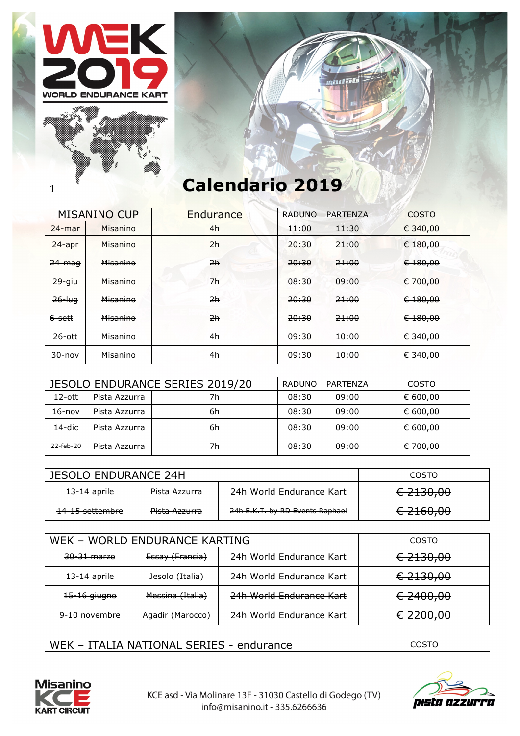WEK 2019
WORLD ENDURANCE KART

# Calendario 2019

| MISANINO CUP | | Endurance | RADUNO | PARTENZA | COSTO |
|---|---|---|---|---|---|
| ~~24-mar~~ | ~~Misanino~~ | ~~4h~~ | ~~11:00~~ | ~~11:30~~ | ~~€ 340,00~~ |
| ~~24-apr~~ | ~~Misanino~~ | ~~2h~~ | ~~20:30~~ | ~~21:00~~ | ~~€ 180,00~~ |
| ~~24-mag~~ | ~~Misanino~~ | ~~2h~~ | ~~20:30~~ | ~~21:00~~ | ~~€ 180,00~~ |
| ~~29-giu~~ | ~~Misanino~~ | ~~7h~~ | ~~08:30~~ | ~~09:00~~ | ~~€ 700,00~~ |
| ~~26-lug~~ | ~~Misanino~~ | ~~2h~~ | ~~20:30~~ | ~~21:00~~ | ~~€ 180,00~~ |
| ~~6-sett~~ | ~~Misanino~~ | ~~2h~~ | ~~20:30~~ | ~~21:00~~ | ~~€ 180,00~~ |
| 26-ott | Misanino | 4h | 09:30 | 10:00 | € 340,00 |
| 30-nov | Misanino | 4h | 09:30 | 10:00 | € 340,00 |

| JESOLO ENDURANCE SERIES 2019/20 | | | RADUNO | PARTENZA | COSTO |
|---|---|---|---|---|---|
| ~~12-ott~~ | ~~Pista Azzurra~~ | ~~7h~~ | ~~08:30~~ | ~~09:00~~ | ~~€ 600,00~~ |
| 16-nov | Pista Azzurra | 6h | 08:30 | 09:00 | € 600,00 |
| 14-dic | Pista Azzurra | 6h | 08:30 | 09:00 | € 600,00 |
| 22-feb-20 | Pista Azzurra | 7h | 08:30 | 09:00 | € 700,00 |

| JESOLO ENDURANCE 24H | | | COSTO |
|---|---|---|---|
| ~~13-14 aprile~~ | ~~Pista Azzurra~~ | ~~24h World Endurance Kart~~ | ~~€ 2130,00~~ |
| ~~14-15 settembre~~ | ~~Pista Azzurra~~ | ~~24h E.K.T. by RD Events Raphael~~ | ~~€ 2160,00~~ |

| WEK – WORLD ENDURANCE KARTING | | | COSTO |
|---|---|---|---|
| ~~30-31 marzo~~ | ~~Essay (Francia)~~ | ~~24h World Endurance Kart~~ | ~~€ 2130,00~~ |
| ~~13-14 aprile~~ | ~~Jesolo (Italia)~~ | ~~24h World Endurance Kart~~ | ~~€ 2130,00~~ |
| ~~15-16 giugno~~ | ~~Messina (Italia)~~ | ~~24h World Endurance Kart~~ | ~~€ 2400,00~~ |
| 9-10 novembre | Agadir (Marocco) | 24h World Endurance Kart | € 2200,00 |

| WEK – ITALIA NATIONAL SERIES - endurance | COSTO |
|---|---|

Misanino KCE KART CIRCUIT

KCE asd - Via Molinare 13F - 31030 Castello di Godego (TV)
info@misanino.it - 335.6266636

pista azzurra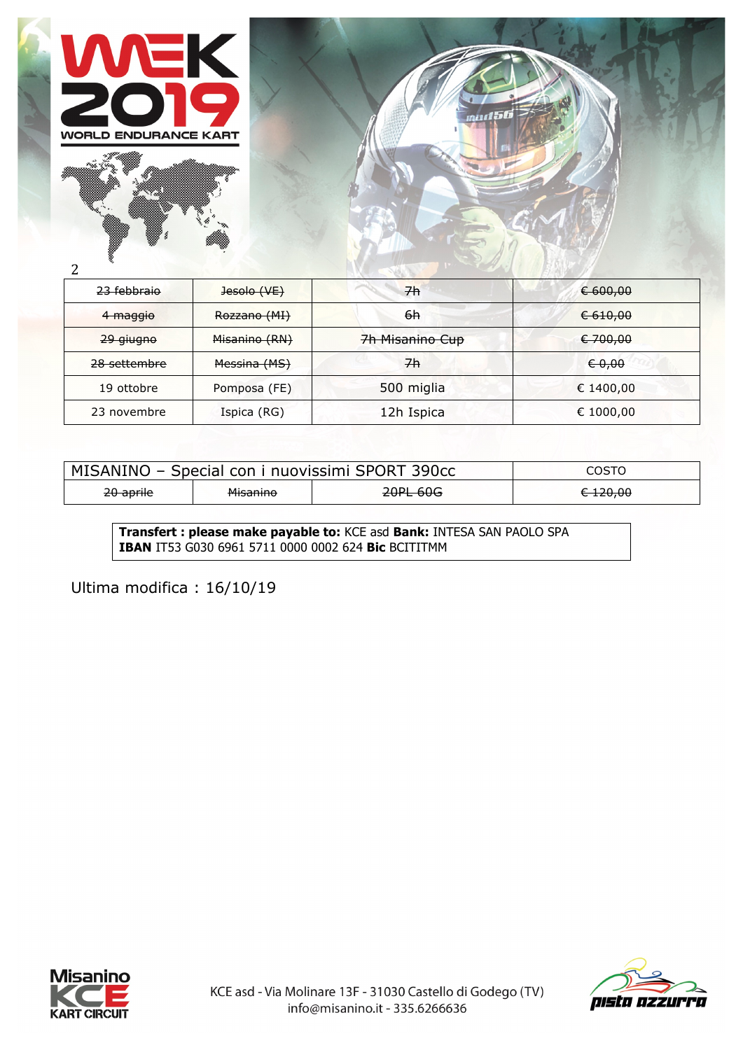# WEK 2019

WORLD ENDURANCE KART

| | | | |
|---|---|---|---|
| ~~23 febbraio~~ | ~~Jesolo (VE)~~ | ~~7h~~ | ~~€ 600,00~~ |
| ~~4 maggio~~ | ~~Rozzano (MI)~~ | ~~6h~~ | ~~€ 610,00~~ |
| ~~29 giugno~~ | ~~Misanino (RN)~~ | ~~7h Misanino Cup~~ | ~~€ 700,00~~ |
| ~~28 settembre~~ | ~~Messina (MS)~~ | ~~7h~~ | ~~€ 0,00~~ |
| 19 ottobre | Pomposa (FE) | 500 miglia | € 1400,00 |
| 23 novembre | Ispica (RG) | 12h Ispica | € 1000,00 |

| MISANINO – Special con i nuovissimi SPORT 390cc | | | COSTO |
|---|---|---|---|
| ~~20 aprile~~ | ~~Misanino~~ | ~~20PL 60G~~ | ~~€ 120,00~~ |

**Transfert : please make payable to:** KCE asd **Bank:** INTESA SAN PAOLO SPA
**IBAN** IT53 G030 6961 5711 0000 0002 624 **Bic** BCITITMM

Ultima modifica : 16/10/19

Misanino KCE KART CIRCUIT

KCE asd - Via Molinare 13F - 31030 Castello di Godego (TV)
info@misanino.it - 335.6266636

pista azzurra